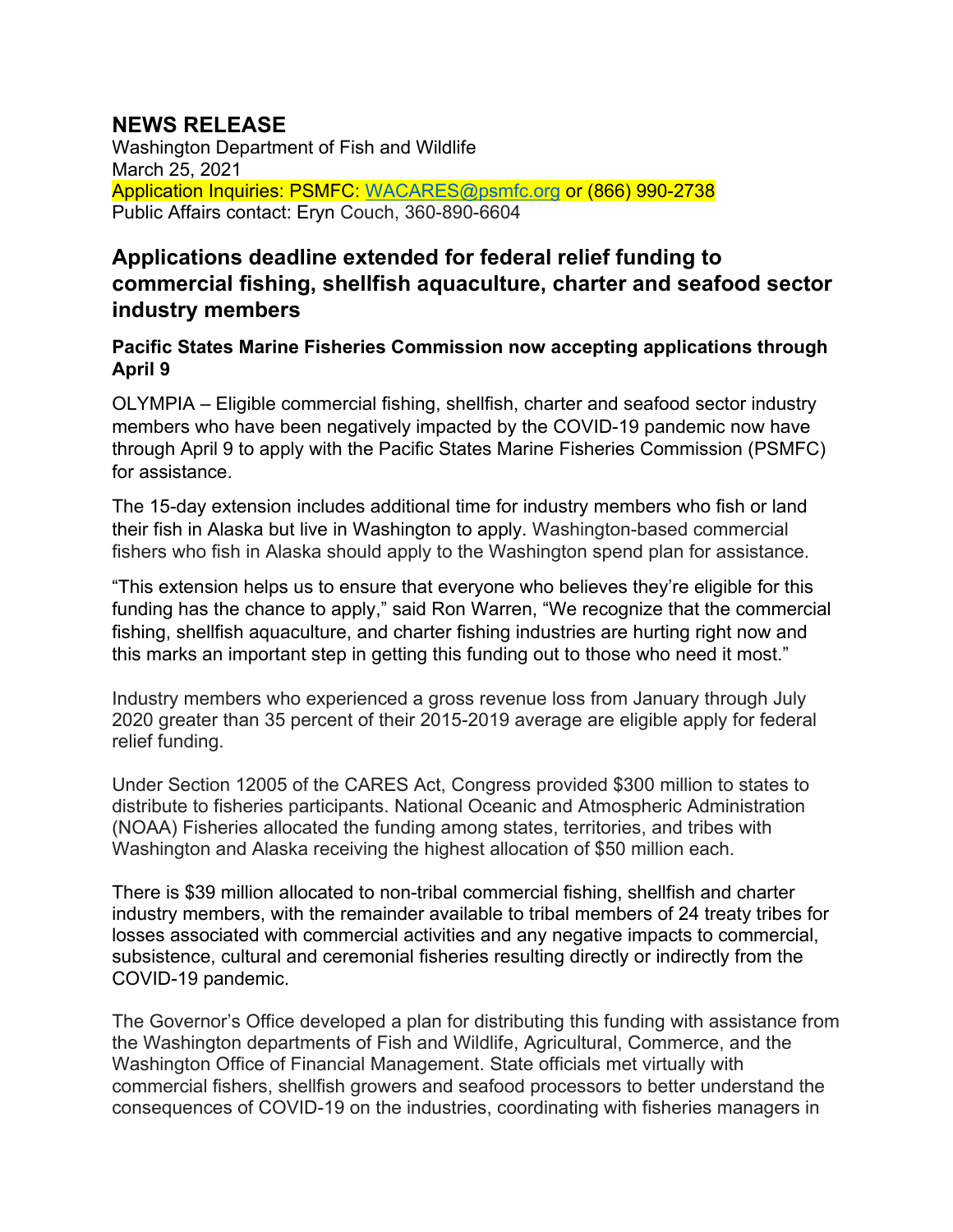# NEWS RELEASE

Washington Department of Fish and Wildlife
March 25, 2021
Application Inquiries: PSMFC: WACARES@psmfc.org or (866) 990-2738
Public Affairs contact: Eryn Couch, 360-890-6604

## Applications deadline extended for federal relief funding to commercial fishing, shellfish aquaculture, charter and seafood sector industry members

### Pacific States Marine Fisheries Commission now accepting applications through April 9

OLYMPIA – Eligible commercial fishing, shellfish, charter and seafood sector industry members who have been negatively impacted by the COVID-19 pandemic now have through April 9 to apply with the Pacific States Marine Fisheries Commission (PSMFC) for assistance.

The 15-day extension includes additional time for industry members who fish or land their fish in Alaska but live in Washington to apply. Washington-based commercial fishers who fish in Alaska should apply to the Washington spend plan for assistance.

"This extension helps us to ensure that everyone who believes they're eligible for this funding has the chance to apply," said Ron Warren, "We recognize that the commercial fishing, shellfish aquaculture, and charter fishing industries are hurting right now and this marks an important step in getting this funding out to those who need it most."

Industry members who experienced a gross revenue loss from January through July 2020 greater than 35 percent of their 2015-2019 average are eligible apply for federal relief funding.

Under Section 12005 of the CARES Act, Congress provided $300 million to states to distribute to fisheries participants. National Oceanic and Atmospheric Administration (NOAA) Fisheries allocated the funding among states, territories, and tribes with Washington and Alaska receiving the highest allocation of $50 million each.

There is $39 million allocated to non-tribal commercial fishing, shellfish and charter industry members, with the remainder available to tribal members of 24 treaty tribes for losses associated with commercial activities and any negative impacts to commercial, subsistence, cultural and ceremonial fisheries resulting directly or indirectly from the COVID-19 pandemic.

The Governor's Office developed a plan for distributing this funding with assistance from the Washington departments of Fish and Wildlife, Agricultural, Commerce, and the Washington Office of Financial Management. State officials met virtually with commercial fishers, shellfish growers and seafood processors to better understand the consequences of COVID-19 on the industries, coordinating with fisheries managers in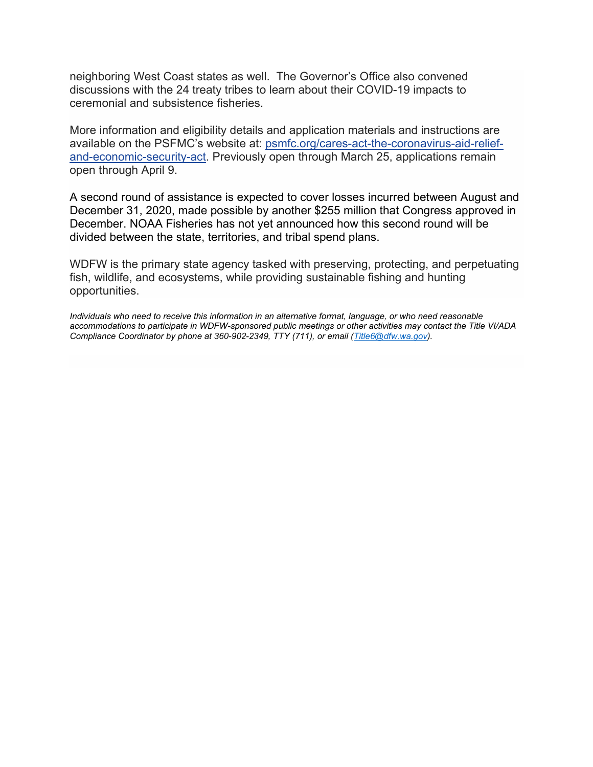neighboring West Coast states as well. The Governor's Office also convened discussions with the 24 treaty tribes to learn about their COVID-19 impacts to ceremonial and subsistence fisheries.

More information and eligibility details and application materials and instructions are available on the PSFMC's website at: [psmfc.org/cares-act-the-coronavirus-aid-relief-and-economic-security-act](psmfc.org/cares-act-the-coronavirus-aid-relief-and-economic-security-act). Previously open through March 25, applications remain open through April 9.

A second round of assistance is expected to cover losses incurred between August and December 31, 2020, made possible by another $255 million that Congress approved in December. NOAA Fisheries has not yet announced how this second round will be divided between the state, territories, and tribal spend plans.

WDFW is the primary state agency tasked with preserving, protecting, and perpetuating fish, wildlife, and ecosystems, while providing sustainable fishing and hunting opportunities.

*Individuals who need to receive this information in an alternative format, language, or who need reasonable accommodations to participate in WDFW-sponsored public meetings or other activities may contact the Title VI/ADA Compliance Coordinator by phone at 360-902-2349, TTY (711), or email ([Title6@dfw.wa.gov](mailto:Title6@dfw.wa.gov)).*